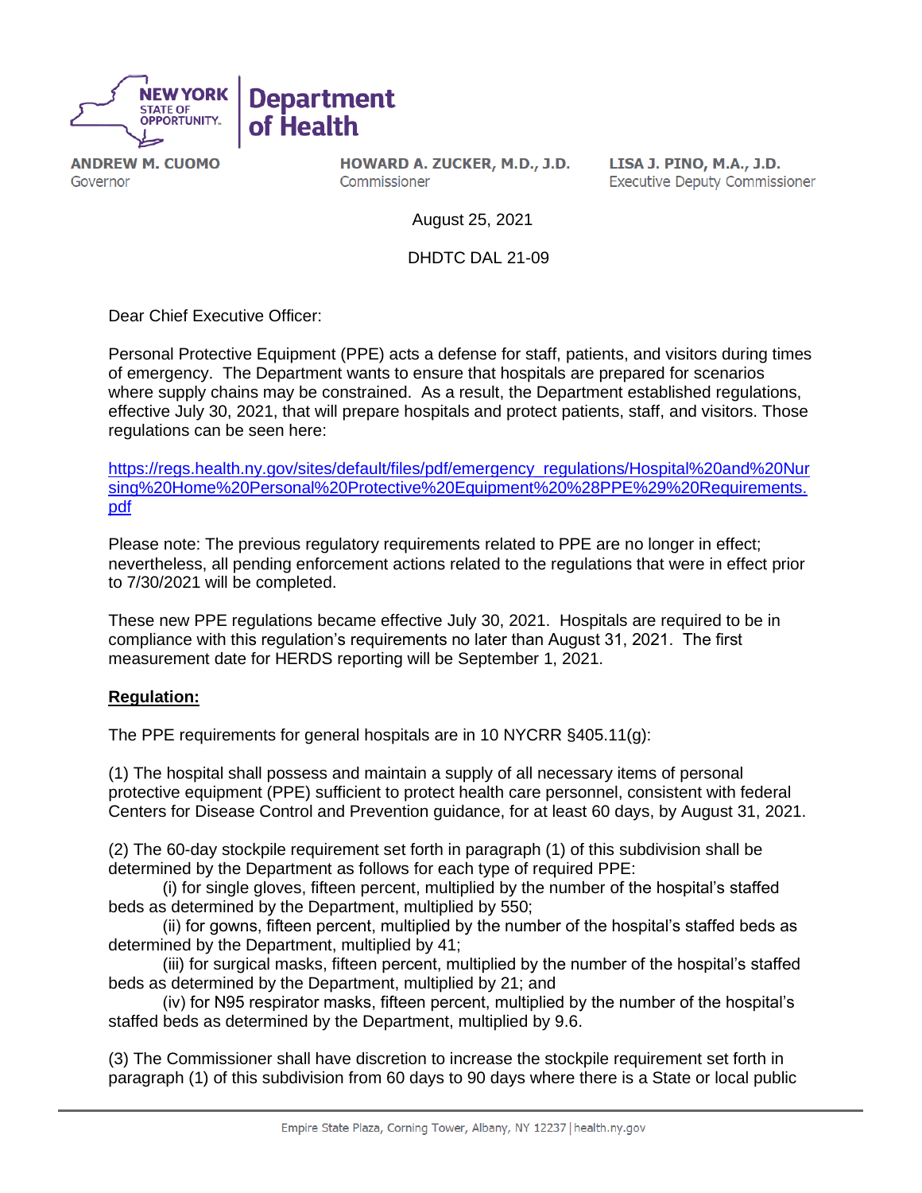NEW YORK STATE OF OPPORTUNITY. | Department of Health

**ANDREW M. CUOMO**
Governor

**HOWARD A. ZUCKER, M.D., J.D.**
Commissioner

**LISA J. PINO, M.A., J.D.**
Executive Deputy Commissioner

August 25, 2021

DHDTC DAL 21-09

Dear Chief Executive Officer:

Personal Protective Equipment (PPE) acts a defense for staff, patients, and visitors during times of emergency. The Department wants to ensure that hospitals are prepared for scenarios where supply chains may be constrained. As a result, the Department established regulations, effective July 30, 2021, that will prepare hospitals and protect patients, staff, and visitors. Those regulations can be seen here:

https://regs.health.ny.gov/sites/default/files/pdf/emergency_regulations/Hospital%20and%20Nursing%20Home%20Personal%20Protective%20Equipment%20%28PPE%29%20Requirements.pdf

Please note: The previous regulatory requirements related to PPE are no longer in effect; nevertheless, all pending enforcement actions related to the regulations that were in effect prior to 7/30/2021 will be completed.

These new PPE regulations became effective July 30, 2021. Hospitals are required to be in compliance with this regulation's requirements no later than August 31, 2021. The first measurement date for HERDS reporting will be September 1, 2021.

**Regulation:**

The PPE requirements for general hospitals are in 10 NYCRR §405.11(g):

(1) The hospital shall possess and maintain a supply of all necessary items of personal protective equipment (PPE) sufficient to protect health care personnel, consistent with federal Centers for Disease Control and Prevention guidance, for at least 60 days, by August 31, 2021.

(2) The 60-day stockpile requirement set forth in paragraph (1) of this subdivision shall be determined by the Department as follows for each type of required PPE:

(i) for single gloves, fifteen percent, multiplied by the number of the hospital's staffed beds as determined by the Department, multiplied by 550;

(ii) for gowns, fifteen percent, multiplied by the number of the hospital's staffed beds as determined by the Department, multiplied by 41;

(iii) for surgical masks, fifteen percent, multiplied by the number of the hospital's staffed beds as determined by the Department, multiplied by 21; and

(iv) for N95 respirator masks, fifteen percent, multiplied by the number of the hospital's staffed beds as determined by the Department, multiplied by 9.6.

(3) The Commissioner shall have discretion to increase the stockpile requirement set forth in paragraph (1) of this subdivision from 60 days to 90 days where there is a State or local public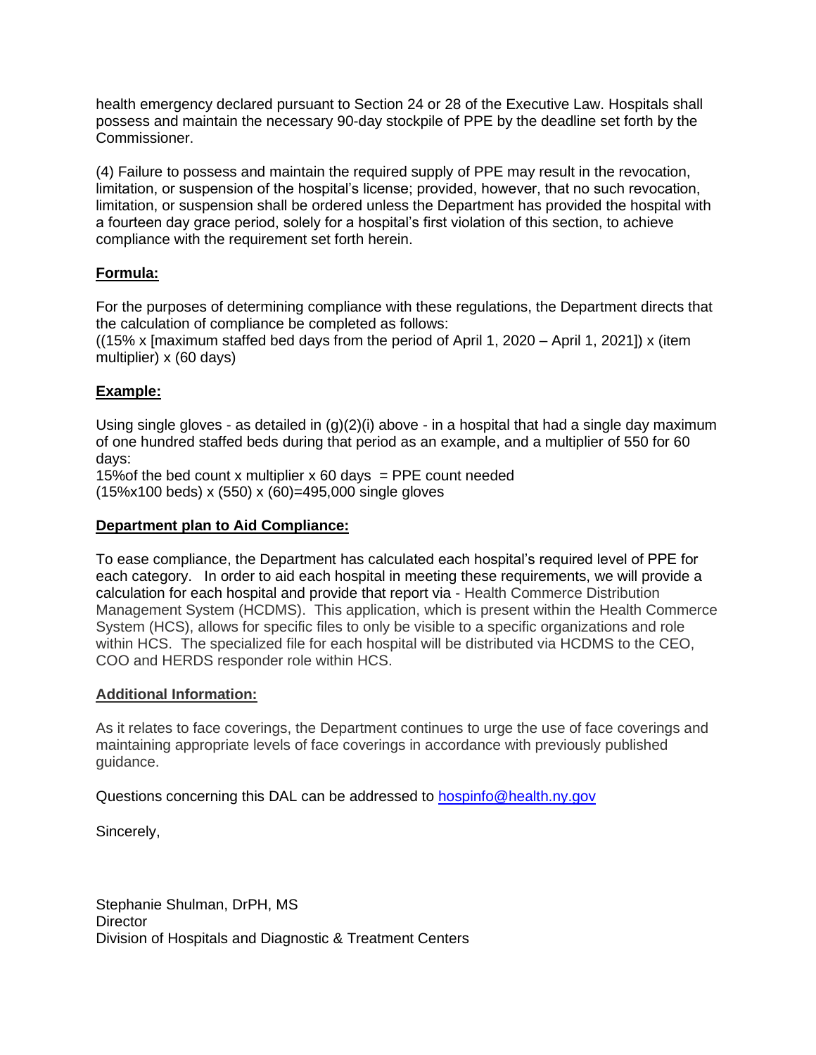health emergency declared pursuant to Section 24 or 28 of the Executive Law. Hospitals shall possess and maintain the necessary 90-day stockpile of PPE by the deadline set forth by the Commissioner.

(4) Failure to possess and maintain the required supply of PPE may result in the revocation, limitation, or suspension of the hospital's license; provided, however, that no such revocation, limitation, or suspension shall be ordered unless the Department has provided the hospital with a fourteen day grace period, solely for a hospital's first violation of this section, to achieve compliance with the requirement set forth herein.

**Formula:**

For the purposes of determining compliance with these regulations, the Department directs that the calculation of compliance be completed as follows:
((15% x [maximum staffed bed days from the period of April 1, 2020 – April 1, 2021]) x (item multiplier) x (60 days)

**Example:**

Using single gloves - as detailed in (g)(2)(i) above - in a hospital that had a single day maximum of one hundred staffed beds during that period as an example, and a multiplier of 550 for 60 days:
15%of the bed count x multiplier x 60 days = PPE count needed
(15%x100 beds) x (550) x (60)=495,000 single gloves

**Department plan to Aid Compliance:**

To ease compliance, the Department has calculated each hospital's required level of PPE for each category. In order to aid each hospital in meeting these requirements, we will provide a calculation for each hospital and provide that report via - Health Commerce Distribution Management System (HCDMS). This application, which is present within the Health Commerce System (HCS), allows for specific files to only be visible to a specific organizations and role within HCS. The specialized file for each hospital will be distributed via HCDMS to the CEO, COO and HERDS responder role within HCS.

**Additional Information:**

As it relates to face coverings, the Department continues to urge the use of face coverings and maintaining appropriate levels of face coverings in accordance with previously published guidance.

Questions concerning this DAL can be addressed to hospinfo@health.ny.gov

Sincerely,

Stephanie Shulman, DrPH, MS
Director
Division of Hospitals and Diagnostic & Treatment Centers